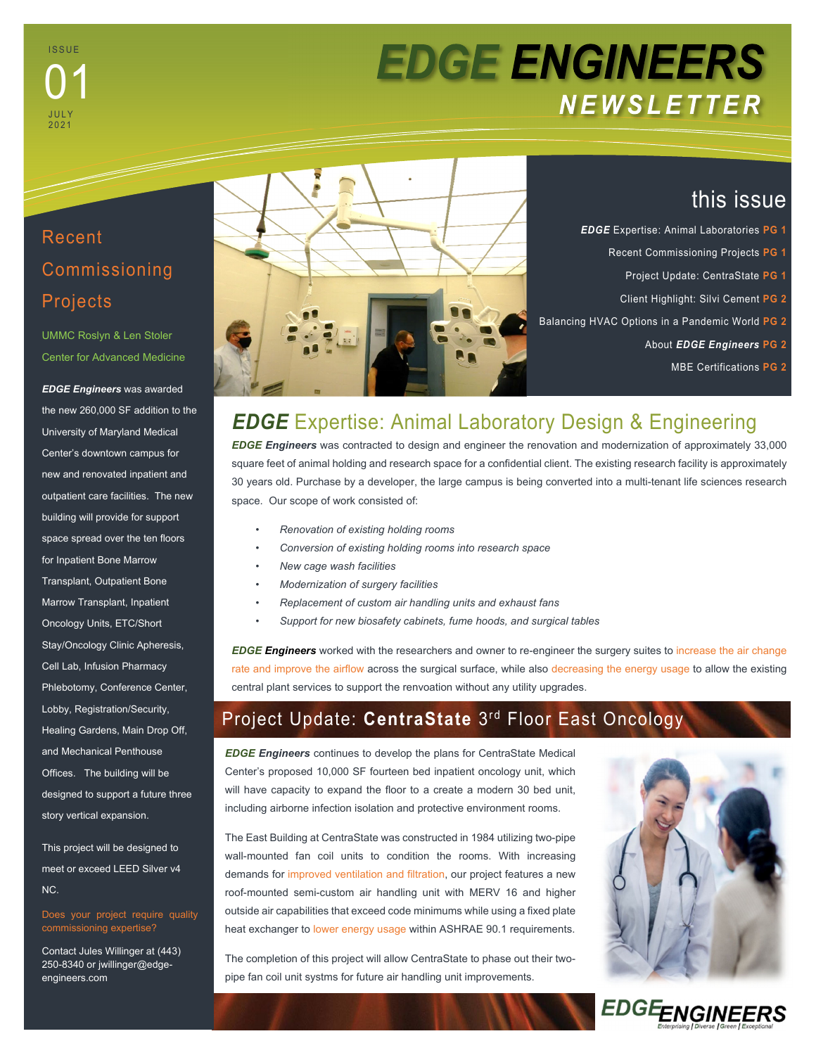ISSUE 01
JULY 2021

# *EDGE* ENGINEERS NEWSLETTER

## this issue

***EDGE*** Expertise: Animal Laboratories **PG 1**

Recent Commissioning Projects **PG 1**

Project Update: CentraState **PG 1**

Client Highlight: Silvi Cement **PG 2**

Balancing HVAC Options in a Pandemic World **PG 2**

About ***EDGE Engineers*** **PG 2**

MBE Certifications **PG 2**

## ***EDGE*** Expertise: Animal Laboratory Design & Engineering

***EDGE Engineers*** was contracted to design and engineer the renovation and modernization of approximately 33,000 square feet of animal holding and research space for a confidential client. The existing research facility is approximately 30 years old. Purchase by a developer, the large campus is being converted into a multi-tenant life sciences research space. Our scope of work consisted of:

- *Renovation of existing holding rooms*
- *Conversion of existing holding rooms into research space*
- *New cage wash facilities*
- *Modernization of surgery facilities*
- *Replacement of custom air handling units and exhaust fans*
- *Support for new biosafety cabinets, fume hoods, and surgical tables*

***EDGE Engineers*** worked with the researchers and owner to re-engineer the surgery suites to increase the air change rate and improve the airflow across the surgical surface, while also decreasing the energy usage to allow the existing central plant services to support the renvoation without any utility upgrades.

## Recent Commissioning Projects

UMMC Roslyn & Len Stoler Center for Advanced Medicine

***EDGE Engineers*** was awarded the new 260,000 SF addition to the University of Maryland Medical Center's downtown campus for new and renovated inpatient and outpatient care facilities. The new building will provide for support space spread over the ten floors for Inpatient Bone Marrow Transplant, Outpatient Bone Marrow Transplant, Inpatient Oncology Units, ETC/Short Stay/Oncology Clinic Apheresis, Cell Lab, Infusion Pharmacy Phlebotomy, Conference Center, Lobby, Registration/Security, Healing Gardens, Main Drop Off, and Mechanical Penthouse Offices. The building will be designed to support a future three story vertical expansion.

This project will be designed to meet or exceed LEED Silver v4 NC.

Does your project require quality commissioning expertise?

Contact Jules Willinger at (443) 250-8340 or jwillinger@edge-engineers.com

## Project Update: **CentraState** 3rd Floor East Oncology

***EDGE Engineers*** continues to develop the plans for CentraState Medical Center's proposed 10,000 SF fourteen bed inpatient oncology unit, which will have capacity to expand the floor to a create a modern 30 bed unit, including airborne infection isolation and protective environment rooms.

The East Building at CentraState was constructed in 1984 utilizing two-pipe wall-mounted fan coil units to condition the rooms. With increasing demands for improved ventilation and filtration, our project features a new roof-mounted semi-custom air handling unit with MERV 16 and higher outside air capabilities that exceed code minimums while using a fixed plate heat exchanger to lower energy usage within ASHRAE 90.1 requirements.

The completion of this project will allow CentraState to phase out their two-pipe fan coil unit systms for future air handling unit improvements.

EDGE ENGINEERS
Enterprising | Diverse | Green | Exceptional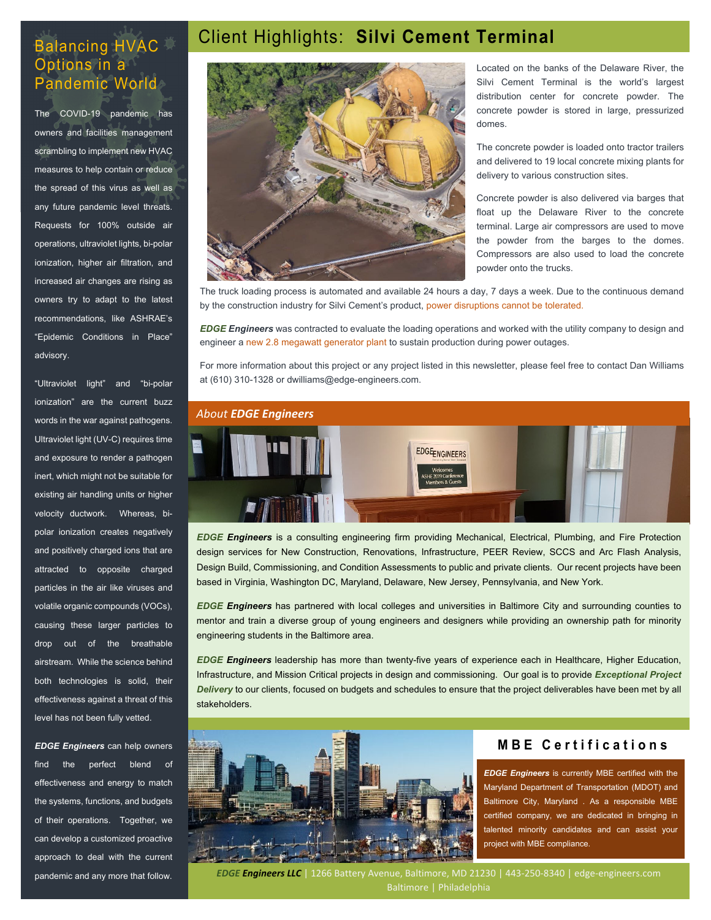## Balancing HVAC Options in a Pandemic World

The COVID-19 pandemic has owners and facilities management scrambling to implement new HVAC measures to help contain or reduce the spread of this virus as well as any future pandemic level threats. Requests for 100% outside air operations, ultraviolet lights, bi-polar ionization, higher air filtration, and increased air changes are rising as owners try to adapt to the latest recommendations, like ASHRAE's "Epidemic Conditions in Place" advisory.

"Ultraviolet light" and "bi-polar ionization" are the current buzz words in the war against pathogens. Ultraviolet light (UV-C) requires time and exposure to render a pathogen inert, which might not be suitable for existing air handling units or higher velocity ductwork. Whereas, bi-polar ionization creates negatively and positively charged ions that are attracted to opposite charged particles in the air like viruses and volatile organic compounds (VOCs), causing these larger particles to drop out of the breathable airstream. While the science behind both technologies is solid, their effectiveness against a threat of this level has not been fully vetted.

***EDGE Engineers*** can help owners find the perfect blend of effectiveness and energy to match the systems, functions, and budgets of their operations. Together, we can develop a customized proactive approach to deal with the current pandemic and any more that follow.

## Client Highlights: **Silvi Cement Terminal**

Located on the banks of the Delaware River, the Silvi Cement Terminal is the world's largest distribution center for concrete powder. The concrete powder is stored in large, pressurized domes.

The concrete powder is loaded onto tractor trailers and delivered to 19 local concrete mixing plants for delivery to various construction sites.

Concrete powder is also delivered via barges that float up the Delaware River to the concrete terminal. Large air compressors are used to move the powder from the barges to the domes. Compressors are also used to load the concrete powder onto the trucks.

The truck loading process is automated and available 24 hours a day, 7 days a week. Due to the continuous demand by the construction industry for Silvi Cement's product, power disruptions cannot be tolerated.

***EDGE Engineers*** was contracted to evaluate the loading operations and worked with the utility company to design and engineer a new 2.8 megawatt generator plant to sustain production during power outages.

For more information about this project or any project listed in this newsletter, please feel free to contact Dan Williams at (610) 310-1328 or dwilliams@edge-engineers.com.

## *About **EDGE Engineers***

***EDGE Engineers*** is a consulting engineering firm providing Mechanical, Electrical, Plumbing, and Fire Protection design services for New Construction, Renovations, Infrastructure, PEER Review, SCCS and Arc Flash Analysis, Design Build, Commissioning, and Condition Assessments to public and private clients. Our recent projects have been based in Virginia, Washington DC, Maryland, Delaware, New Jersey, Pennsylvania, and New York.

***EDGE Engineers*** has partnered with local colleges and universities in Baltimore City and surrounding counties to mentor and train a diverse group of young engineers and designers while providing an ownership path for minority engineering students in the Baltimore area.

***EDGE Engineers*** leadership has more than twenty-five years of experience each in Healthcare, Higher Education, Infrastructure, and Mission Critical projects in design and commissioning. Our goal is to provide ***Exceptional Project Delivery*** to our clients, focused on budgets and schedules to ensure that the project deliverables have been met by all stakeholders.

## MBE Certifications

***EDGE Engineers*** is currently MBE certified with the Maryland Department of Transportation (MDOT) and Baltimore City, Maryland . As a responsible MBE certified company, we are dedicated in bringing in talented minority candidates and can assist your project with MBE compliance.

***EDGE Engineers LLC*** | 1266 Battery Avenue, Baltimore, MD 21230 | 443-250-8340 | edge-engineers.com
Baltimore | Philadelphia